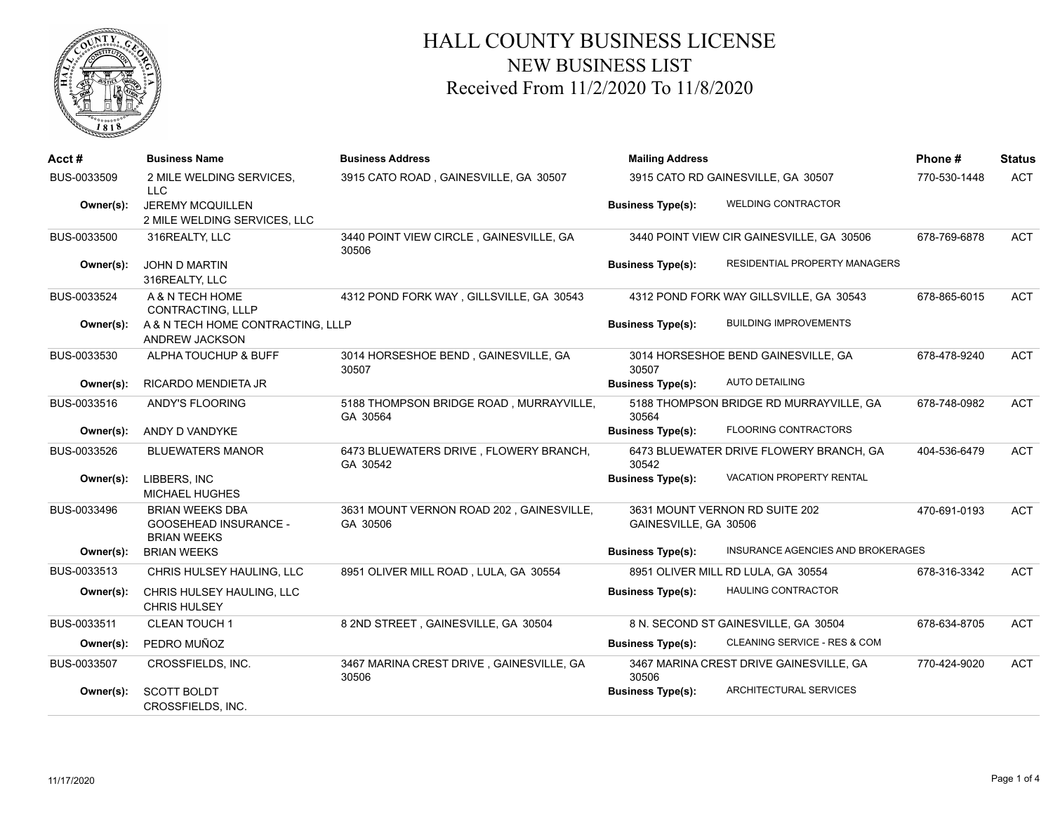# HALL COUNTY BUSINESS LICENSE
## NEW BUSINESS LIST
### Received From 11/2/2020 To 11/8/2020

| Acct # | Business Name | Business Address | Mailing Address | | Phone # | Status |
|---|---|---|---|---|---|---|
| BUS-0033509 | 2 MILE WELDING SERVICES, LLC | 3915 CATO ROAD , GAINESVILLE, GA 30507 | 3915 CATO RD GAINESVILLE, GA 30507 | | 770-530-1448 | ACT |
| **Owner(s):** | JEREMY MCQUILLEN<br>2 MILE WELDING SERVICES, LLC | | **Business Type(s):** | WELDING CONTRACTOR | | |
| BUS-0033500 | 316REALTY, LLC | 3440 POINT VIEW CIRCLE , GAINESVILLE, GA 30506 | 3440 POINT VIEW CIR GAINESVILLE, GA 30506 | | 678-769-6878 | ACT |
| **Owner(s):** | JOHN D MARTIN<br>316REALTY, LLC | | **Business Type(s):** | RESIDENTIAL PROPERTY MANAGERS | | |
| BUS-0033524 | A & N TECH HOME CONTRACTING, LLLP | 4312 POND FORK WAY , GILLSVILLE, GA 30543 | 4312 POND FORK WAY GILLSVILLE, GA 30543 | | 678-865-6015 | ACT |
| **Owner(s):** | A & N TECH HOME CONTRACTING, LLLP<br>ANDREW JACKSON | | **Business Type(s):** | BUILDING IMPROVEMENTS | | |
| BUS-0033530 | ALPHA TOUCHUP & BUFF | 3014 HORSESHOE BEND , GAINESVILLE, GA 30507 | 3014 HORSESHOE BEND GAINESVILLE, GA 30507 | | 678-478-9240 | ACT |
| **Owner(s):** | RICARDO MENDIETA JR | | **Business Type(s):** | AUTO DETAILING | | |
| BUS-0033516 | ANDY'S FLOORING | 5188 THOMPSON BRIDGE ROAD , MURRAYVILLE, GA 30564 | 5188 THOMPSON BRIDGE RD MURRAYVILLE, GA 30564 | | 678-748-0982 | ACT |
| **Owner(s):** | ANDY D VANDYKE | | **Business Type(s):** | FLOORING CONTRACTORS | | |
| BUS-0033526 | BLUEWATERS MANOR | 6473 BLUEWATERS DRIVE , FLOWERY BRANCH, GA 30542 | 6473 BLUEWATER DRIVE FLOWERY BRANCH, GA 30542 | | 404-536-6479 | ACT |
| **Owner(s):** | LIBBERS, INC<br>MICHAEL HUGHES | | **Business Type(s):** | VACATION PROPERTY RENTAL | | |
| BUS-0033496 | BRIAN WEEKS DBA GOOSEHEAD INSURANCE - BRIAN WEEKS | 3631 MOUNT VERNON ROAD 202 , GAINESVILLE, GA 30506 | 3631 MOUNT VERNON RD SUITE 202 GAINESVILLE, GA 30506 | | 470-691-0193 | ACT |
| **Owner(s):** | BRIAN WEEKS | | **Business Type(s):** | INSURANCE AGENCIES AND BROKERAGES | | |
| BUS-0033513 | CHRIS HULSEY HAULING, LLC | 8951 OLIVER MILL ROAD , LULA, GA 30554 | 8951 OLIVER MILL RD LULA, GA 30554 | | 678-316-3342 | ACT |
| **Owner(s):** | CHRIS HULSEY HAULING, LLC<br>CHRIS HULSEY | | **Business Type(s):** | HAULING CONTRACTOR | | |
| BUS-0033511 | CLEAN TOUCH 1 | 8 2ND STREET , GAINESVILLE, GA 30504 | 8 N. SECOND ST GAINESVILLE, GA 30504 | | 678-634-8705 | ACT |
| **Owner(s):** | PEDRO MUÑOZ | | **Business Type(s):** | CLEANING SERVICE - RES & COM | | |
| BUS-0033507 | CROSSFIELDS, INC. | 3467 MARINA CREST DRIVE , GAINESVILLE, GA 30506 | 3467 MARINA CREST DRIVE GAINESVILLE, GA 30506 | | 770-424-9020 | ACT |
| **Owner(s):** | SCOTT BOLDT<br>CROSSFIELDS, INC. | | **Business Type(s):** | ARCHITECTURAL SERVICES | | |

11/17/2020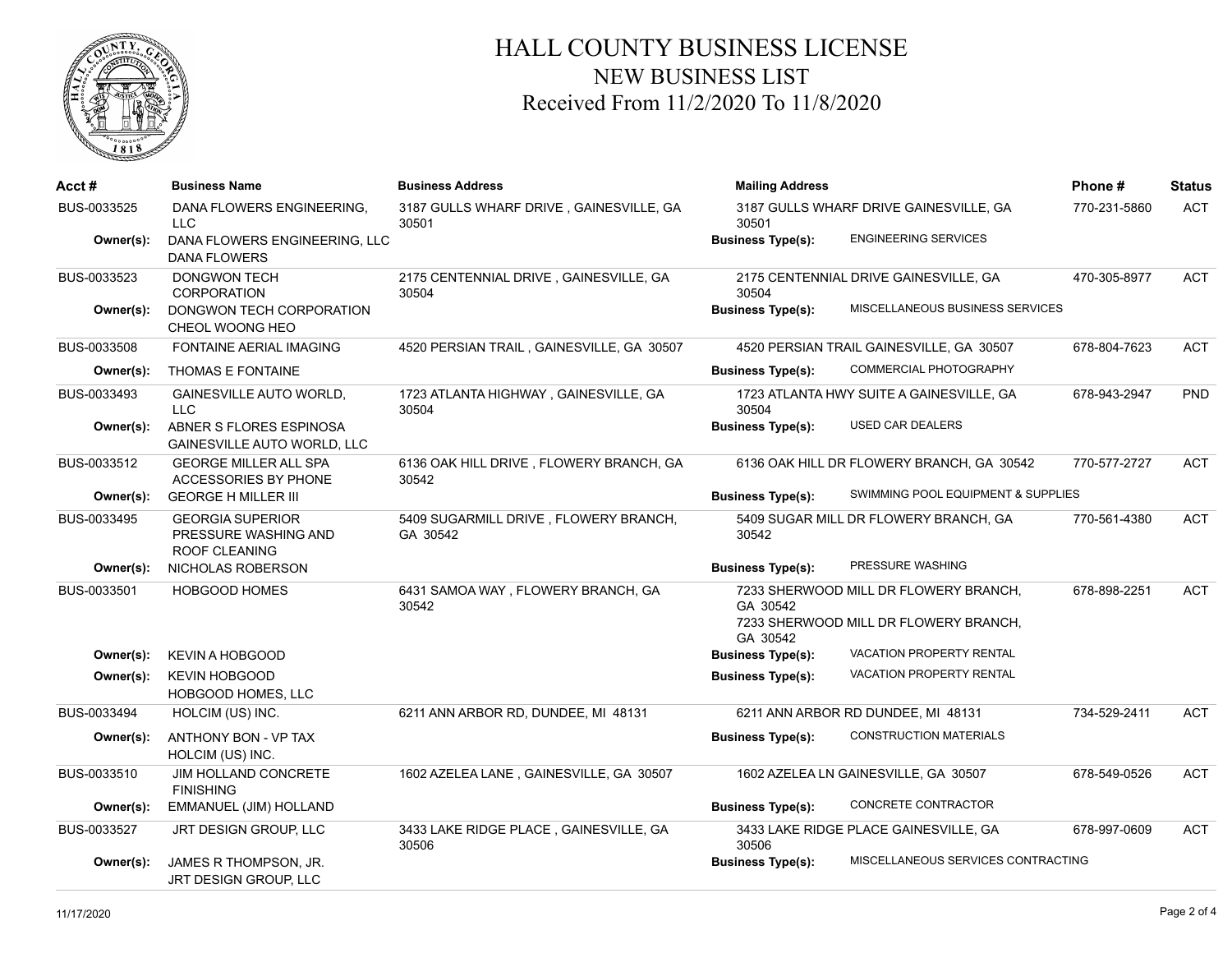# HALL COUNTY BUSINESS LICENSE

## NEW BUSINESS LIST

### Received From 11/2/2020 To 11/8/2020

| Acct # | Business Name | Business Address | Mailing Address | | Phone # | Status |
|---|---|---|---|---|---|---|
| BUS-0033525 | DANA FLOWERS ENGINEERING, LLC | 3187 GULLS WHARF DRIVE , GAINESVILLE, GA 30501 | 3187 GULLS WHARF DRIVE GAINESVILLE, GA 30501 | | 770-231-5860 | ACT |
| Owner(s): | DANA FLOWERS ENGINEERING, LLC DANA FLOWERS | | Business Type(s): | ENGINEERING SERVICES | | |
| BUS-0033523 | DONGWON TECH CORPORATION | 2175 CENTENNIAL DRIVE , GAINESVILLE, GA 30504 | 2175 CENTENNIAL DRIVE GAINESVILLE, GA 30504 | | 470-305-8977 | ACT |
| Owner(s): | DONGWON TECH CORPORATION CHEOL WOONG HEO | | Business Type(s): | MISCELLANEOUS BUSINESS SERVICES | | |
| BUS-0033508 | FONTAINE AERIAL IMAGING | 4520 PERSIAN TRAIL , GAINESVILLE, GA 30507 | 4520 PERSIAN TRAIL GAINESVILLE, GA 30507 | | 678-804-7623 | ACT |
| Owner(s): | THOMAS E FONTAINE | | Business Type(s): | COMMERCIAL PHOTOGRAPHY | | |
| BUS-0033493 | GAINESVILLE AUTO WORLD, LLC | 1723 ATLANTA HIGHWAY , GAINESVILLE, GA 30504 | 1723 ATLANTA HWY SUITE A GAINESVILLE, GA 30504 | | 678-943-2947 | PND |
| Owner(s): | ABNER S FLORES ESPINOSA GAINESVILLE AUTO WORLD, LLC | | Business Type(s): | USED CAR DEALERS | | |
| BUS-0033512 | GEORGE MILLER ALL SPA ACCESSORIES BY PHONE | 6136 OAK HILL DRIVE , FLOWERY BRANCH, GA 30542 | 6136 OAK HILL DR FLOWERY BRANCH, GA 30542 | | 770-577-2727 | ACT |
| Owner(s): | GEORGE H MILLER III | | Business Type(s): | SWIMMING POOL EQUIPMENT & SUPPLIES | | |
| BUS-0033495 | GEORGIA SUPERIOR PRESSURE WASHING AND ROOF CLEANING | 5409 SUGARMILL DRIVE , FLOWERY BRANCH, GA 30542 | 5409 SUGAR MILL DR FLOWERY BRANCH, GA 30542 | | 770-561-4380 | ACT |
| Owner(s): | NICHOLAS ROBERSON | | Business Type(s): | PRESSURE WASHING | | |
| BUS-0033501 | HOBGOOD HOMES | 6431 SAMOA WAY , FLOWERY BRANCH, GA 30542 | 7233 SHERWOOD MILL DR FLOWERY BRANCH, GA 30542 7233 SHERWOOD MILL DR FLOWERY BRANCH, GA 30542 | | 678-898-2251 | ACT |
| Owner(s): | KEVIN A HOBGOOD | | Business Type(s): | VACATION PROPERTY RENTAL | | |
| Owner(s): | KEVIN HOBGOOD HOBGOOD HOMES, LLC | | Business Type(s): | VACATION PROPERTY RENTAL | | |
| BUS-0033494 | HOLCIM (US) INC. | 6211 ANN ARBOR RD, DUNDEE, MI 48131 | 6211 ANN ARBOR RD DUNDEE, MI 48131 | | 734-529-2411 | ACT |
| Owner(s): | ANTHONY BON - VP TAX HOLCIM (US) INC. | | Business Type(s): | CONSTRUCTION MATERIALS | | |
| BUS-0033510 | JIM HOLLAND CONCRETE FINISHING | 1602 AZELEA LANE , GAINESVILLE, GA 30507 | 1602 AZELEA LN GAINESVILLE, GA 30507 | | 678-549-0526 | ACT |
| Owner(s): | EMMANUEL (JIM) HOLLAND | | Business Type(s): | CONCRETE CONTRACTOR | | |
| BUS-0033527 | JRT DESIGN GROUP, LLC | 3433 LAKE RIDGE PLACE , GAINESVILLE, GA 30506 | 3433 LAKE RIDGE PLACE GAINESVILLE, GA 30506 | | 678-997-0609 | ACT |
| Owner(s): | JAMES R THOMPSON, JR. JRT DESIGN GROUP, LLC | | Business Type(s): | MISCELLANEOUS SERVICES CONTRACTING | | |

11/17/2020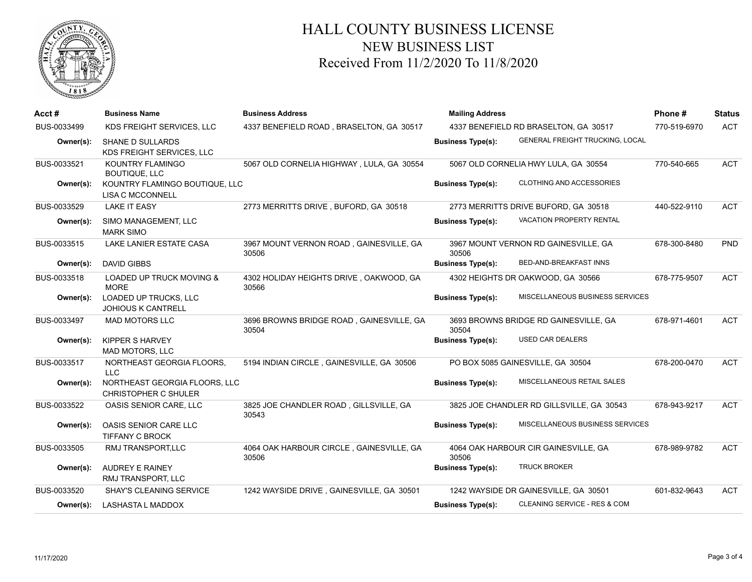# HALL COUNTY BUSINESS LICENSE
## NEW BUSINESS LIST
## Received From 11/2/2020 To 11/8/2020

| Acct # | Business Name | Business Address | Mailing Address | | Phone # | Status |
|---|---|---|---|---|---|---|
| BUS-0033499 | KDS FREIGHT SERVICES, LLC | 4337 BENEFIELD ROAD , BRASELTON, GA 30517 | 4337 BENEFIELD RD BRASELTON, GA 30517 | | 770-519-6970 | ACT |
| Owner(s): | SHANE D SULLARDS<br>KDS FREIGHT SERVICES, LLC | | Business Type(s): | GENERAL FREIGHT TRUCKING, LOCAL | | |
| BUS-0033521 | KOUNTRY FLAMINGO BOUTIQUE, LLC | 5067 OLD CORNELIA HIGHWAY , LULA, GA 30554 | 5067 OLD CORNELIA HWY LULA, GA 30554 | | 770-540-665 | ACT |
| Owner(s): | KOUNTRY FLAMINGO BOUTIQUE, LLC<br>LISA C MCCONNELL | | Business Type(s): | CLOTHING AND ACCESSORIES | | |
| BUS-0033529 | LAKE IT EASY | 2773 MERRITTS DRIVE , BUFORD, GA 30518 | 2773 MERRITTS DRIVE BUFORD, GA 30518 | | 440-522-9110 | ACT |
| Owner(s): | SIMO MANAGEMENT, LLC<br>MARK SIMO | | Business Type(s): | VACATION PROPERTY RENTAL | | |
| BUS-0033515 | LAKE LANIER ESTATE CASA | 3967 MOUNT VERNON ROAD , GAINESVILLE, GA 30506 | 3967 MOUNT VERNON RD GAINESVILLE, GA 30506 | | 678-300-8480 | PND |
| Owner(s): | DAVID GIBBS | | Business Type(s): | BED-AND-BREAKFAST INNS | | |
| BUS-0033518 | LOADED UP TRUCK MOVING & MORE | 4302 HOLIDAY HEIGHTS DRIVE , OAKWOOD, GA 30566 | 4302 HEIGHTS DR OAKWOOD, GA 30566 | | 678-775-9507 | ACT |
| Owner(s): | LOADED UP TRUCKS, LLC<br>JOHIOUS K CANTRELL | | Business Type(s): | MISCELLANEOUS BUSINESS SERVICES | | |
| BUS-0033497 | MAD MOTORS LLC | 3696 BROWNS BRIDGE ROAD , GAINESVILLE, GA 30504 | 3693 BROWNS BRIDGE RD GAINESVILLE, GA 30504 | | 678-971-4601 | ACT |
| Owner(s): | KIPPER S HARVEY<br>MAD MOTORS, LLC | | Business Type(s): | USED CAR DEALERS | | |
| BUS-0033517 | NORTHEAST GEORGIA FLOORS, LLC | 5194 INDIAN CIRCLE , GAINESVILLE, GA 30506 | PO BOX 5085 GAINESVILLE, GA 30504 | | 678-200-0470 | ACT |
| Owner(s): | NORTHEAST GEORGIA FLOORS, LLC<br>CHRISTOPHER C SHULER | | Business Type(s): | MISCELLANEOUS RETAIL SALES | | |
| BUS-0033522 | OASIS SENIOR CARE, LLC | 3825 JOE CHANDLER ROAD , GILLSVILLE, GA 30543 | 3825 JOE CHANDLER RD GILLSVILLE, GA 30543 | | 678-943-9217 | ACT |
| Owner(s): | OASIS SENIOR CARE LLC<br>TIFFANY C BROCK | | Business Type(s): | MISCELLANEOUS BUSINESS SERVICES | | |
| BUS-0033505 | RMJ TRANSPORT,LLC | 4064 OAK HARBOUR CIRCLE , GAINESVILLE, GA 30506 | 4064 OAK HARBOUR CIR GAINESVILLE, GA 30506 | | 678-989-9782 | ACT |
| Owner(s): | AUDREY E RAINEY<br>RMJ TRANSPORT, LLC | | Business Type(s): | TRUCK BROKER | | |
| BUS-0033520 | SHAY'S CLEANING SERVICE | 1242 WAYSIDE DRIVE , GAINESVILLE, GA 30501 | 1242 WAYSIDE DR GAINESVILLE, GA 30501 | | 601-832-9643 | ACT |
| Owner(s): | LASHASTA L MADDOX | | Business Type(s): | CLEANING SERVICE - RES & COM | | |

11/17/2020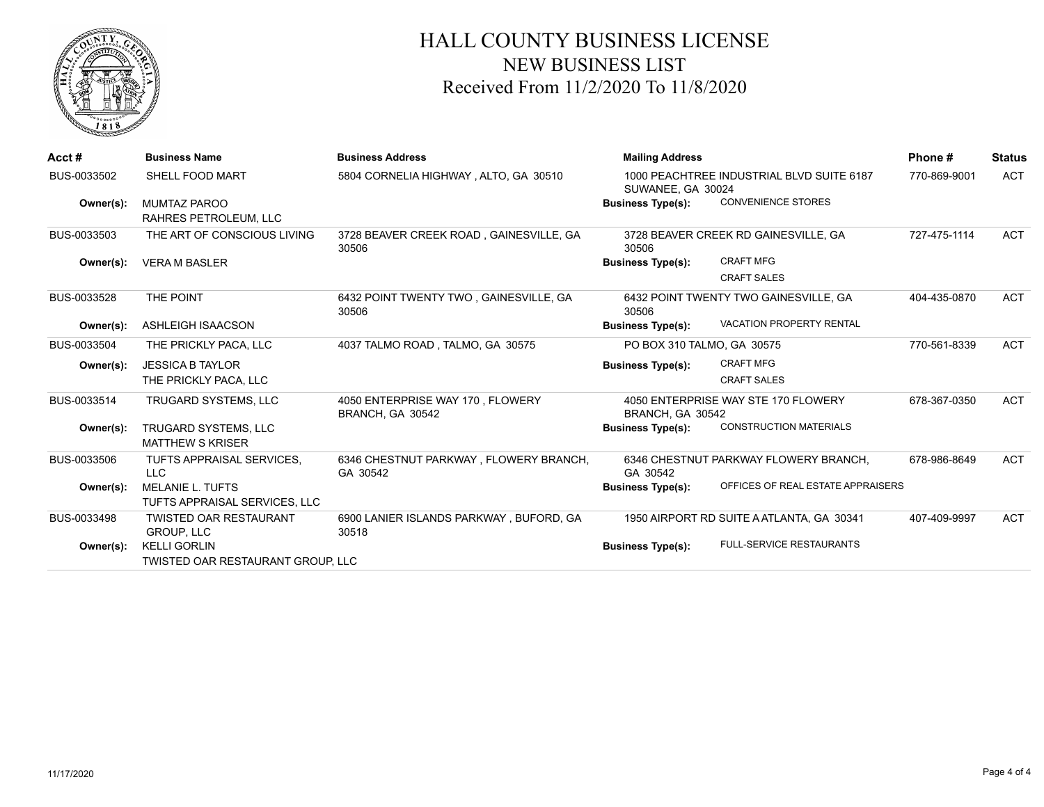# HALL COUNTY BUSINESS LICENSE
## NEW BUSINESS LIST
## Received From 11/2/2020 To 11/8/2020

| Acct # | Business Name | Business Address | Mailing Address | | Phone # | Status |
|---|---|---|---|---|---|---|
| BUS-0033502 | SHELL FOOD MART | 5804 CORNELIA HIGHWAY , ALTO, GA 30510 | 1000 PEACHTREE INDUSTRIAL BLVD SUITE 6187 SUWANEE, GA 30024 | | 770-869-9001 | ACT |
| **Owner(s):** | MUMTAZ PAROO<br>RAHRES PETROLEUM, LLC | | **Business Type(s):** | CONVENIENCE STORES | | |
| BUS-0033503 | THE ART OF CONSCIOUS LIVING | 3728 BEAVER CREEK ROAD , GAINESVILLE, GA 30506 | 3728 BEAVER CREEK RD GAINESVILLE, GA 30506 | | 727-475-1114 | ACT |
| **Owner(s):** | VERA M BASLER | | **Business Type(s):** | CRAFT MFG<br>CRAFT SALES | | |
| BUS-0033528 | THE POINT | 6432 POINT TWENTY TWO , GAINESVILLE, GA 30506 | 6432 POINT TWENTY TWO GAINESVILLE, GA 30506 | | 404-435-0870 | ACT |
| **Owner(s):** | ASHLEIGH ISAACSON | | **Business Type(s):** | VACATION PROPERTY RENTAL | | |
| BUS-0033504 | THE PRICKLY PACA, LLC | 4037 TALMO ROAD , TALMO, GA 30575 | PO BOX 310 TALMO, GA 30575 | | 770-561-8339 | ACT |
| **Owner(s):** | JESSICA B TAYLOR<br>THE PRICKLY PACA, LLC | | **Business Type(s):** | CRAFT MFG<br>CRAFT SALES | | |
| BUS-0033514 | TRUGARD SYSTEMS, LLC | 4050 ENTERPRISE WAY 170 , FLOWERY BRANCH, GA 30542 | 4050 ENTERPRISE WAY STE 170 FLOWERY BRANCH, GA 30542 | | 678-367-0350 | ACT |
| **Owner(s):** | TRUGARD SYSTEMS, LLC<br>MATTHEW S KRISER | | **Business Type(s):** | CONSTRUCTION MATERIALS | | |
| BUS-0033506 | TUFTS APPRAISAL SERVICES, LLC | 6346 CHESTNUT PARKWAY , FLOWERY BRANCH, GA 30542 | 6346 CHESTNUT PARKWAY FLOWERY BRANCH, GA 30542 | | 678-986-8649 | ACT |
| **Owner(s):** | MELANIE L. TUFTS<br>TUFTS APPRAISAL SERVICES, LLC | | **Business Type(s):** | OFFICES OF REAL ESTATE APPRAISERS | | |
| BUS-0033498 | TWISTED OAR RESTAURANT GROUP, LLC | 6900 LANIER ISLANDS PARKWAY , BUFORD, GA 30518 | 1950 AIRPORT RD SUITE A ATLANTA, GA 30341 | | 407-409-9997 | ACT |
| **Owner(s):** | KELLI GORLIN<br>TWISTED OAR RESTAURANT GROUP, LLC | | **Business Type(s):** | FULL-SERVICE RESTAURANTS | | |

11/17/2020